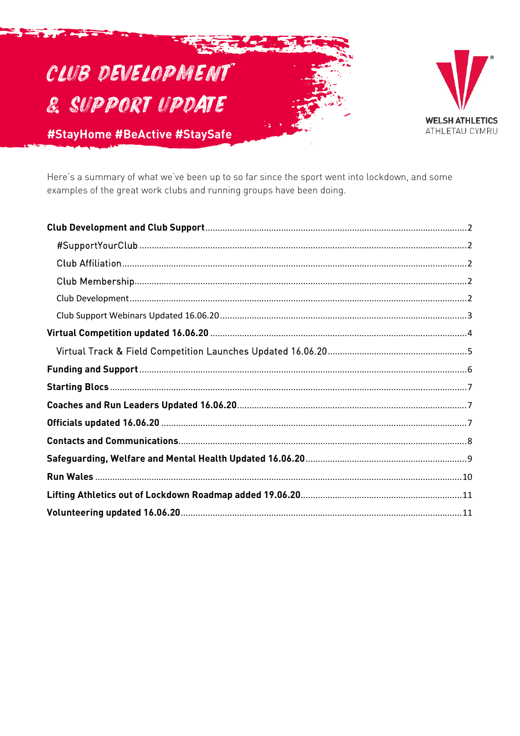# CLUB DEVELOPMENT & SUPPORT UPDATE

#StayHome #BeActive #StaySafe

WELSH ATHLETICS
ATHLETAU CYMRU

Here's a summary of what we've been up to so far since the sport went into lockdown, and some examples of the great work clubs and running groups have been doing.

**Club Development and Club Support** ......... 2
- #SupportYourClub ......... 2
- Club Affiliation ......... 2
- Club Membership ......... 2
- Club Development ......... 2
- Club Support Webinars Updated 16.06.20 ......... 3

**Virtual Competition updated 16.06.20** ......... 4
- Virtual Track & Field Competition Launches Updated 16.06.20 ......... 5

**Funding and Support** ......... 6

**Starting Blocs** ......... 7

**Coaches and Run Leaders Updated 16.06.20** ......... 7

**Officials updated 16.06.20** ......... 7

**Contacts and Communications** ......... 8

**Safeguarding, Welfare and Mental Health Updated 16.06.20** ......... 9

**Run Wales** ......... 10

**Lifting Athletics out of Lockdown Roadmap added 19.06.20** ......... 11

**Volunteering updated 16.06.20** ......... 11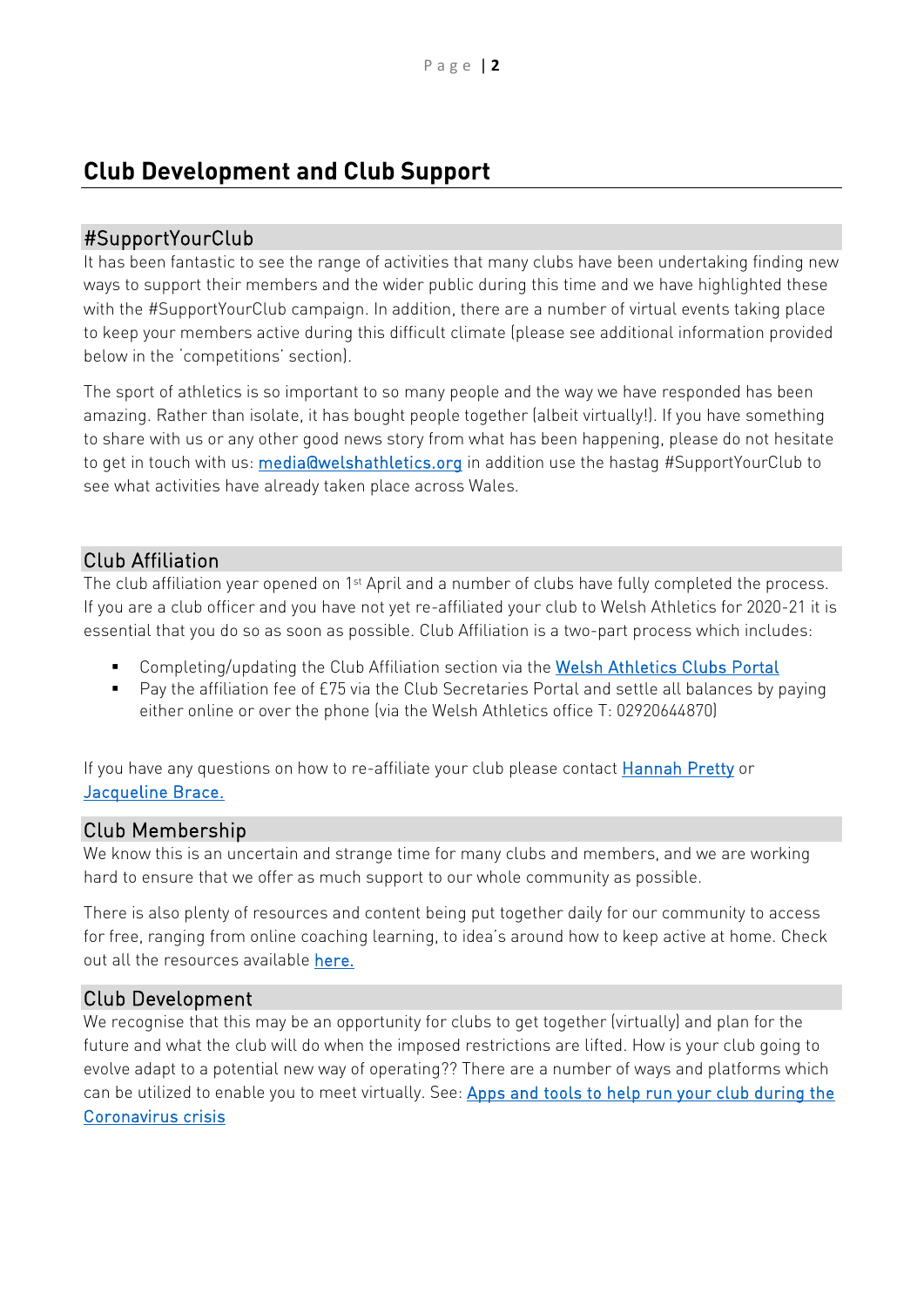# Club Development and Club Support

## #SupportYourClub

It has been fantastic to see the range of activities that many clubs have been undertaking finding new ways to support their members and the wider public during this time and we have highlighted these with the #SupportYourClub campaign. In addition, there are a number of virtual events taking place to keep your members active during this difficult climate (please see additional information provided below in the 'competitions' section).

The sport of athletics is so important to so many people and the way we have responded has been amazing. Rather than isolate, it has bought people together (albeit virtually!). If you have something to share with us or any other good news story from what has been happening, please do not hesitate to get in touch with us: [media@welshathletics.org](mailto:media@welshathletics.org) in addition use the hastag #SupportYourClub to see what activities have already taken place across Wales.

## Club Affiliation

The club affiliation year opened on 1st April and a number of clubs have fully completed the process. If you are a club officer and you have not yet re-affiliated your club to Welsh Athletics for 2020-21 it is essential that you do so as soon as possible. Club Affiliation is a two-part process which includes:

- Completing/updating the Club Affiliation section via the Welsh Athletics Clubs Portal
- Pay the affiliation fee of £75 via the Club Secretaries Portal and settle all balances by paying either online or over the phone (via the Welsh Athletics office T: 02920644870)

If you have any questions on how to re-affiliate your club please contact Hannah Pretty or Jacqueline Brace.

## Club Membership

We know this is an uncertain and strange time for many clubs and members, and we are working hard to ensure that we offer as much support to our whole community as possible.

There is also plenty of resources and content being put together daily for our community to access for free, ranging from online coaching learning, to idea's around how to keep active at home. Check out all the resources available here.

## Club Development

We recognise that this may be an opportunity for clubs to get together (virtually) and plan for the future and what the club will do when the imposed restrictions are lifted. How is your club going to evolve adapt to a potential new way of operating?? There are a number of ways and platforms which can be utilized to enable you to meet virtually. See: Apps and tools to help run your club during the Coronavirus crisis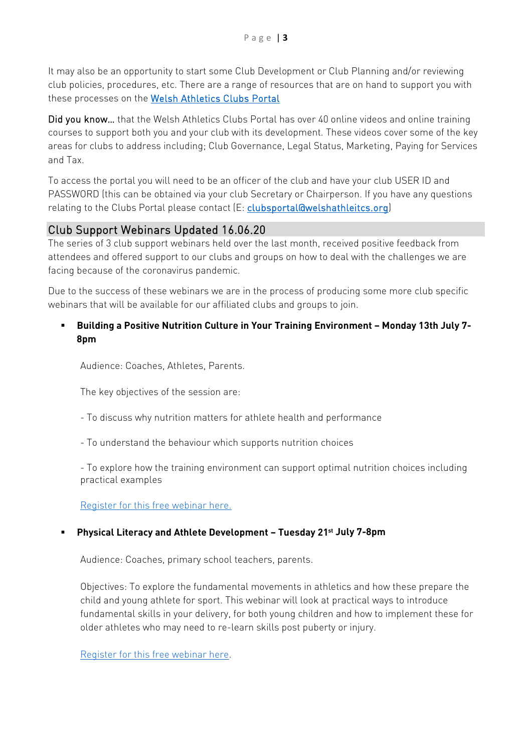It may also be an opportunity to start some Club Development or Club Planning and/or reviewing club policies, procedures, etc. There are a range of resources that are on hand to support you with these processes on the Welsh Athletics Clubs Portal

Did you know… that the Welsh Athletics Clubs Portal has over 40 online videos and online training courses to support both you and your club with its development. These videos cover some of the key areas for clubs to address including; Club Governance, Legal Status, Marketing, Paying for Services and Tax.

To access the portal you will need to be an officer of the club and have your club USER ID and PASSWORD (this can be obtained via your club Secretary or Chairperson. If you have any questions relating to the Clubs Portal please contact (E: clubsportal@welshathleitcs.org)

## Club Support Webinars Updated 16.06.20

The series of 3 club support webinars held over the last month, received positive feedback from attendees and offered support to our clubs and groups on how to deal with the challenges we are facing because of the coronavirus pandemic.

Due to the success of these webinars we are in the process of producing some more club specific webinars that will be available for our affiliated clubs and groups to join.

- **Building a Positive Nutrition Culture in Your Training Environment – Monday 13th July 7-8pm**

  Audience: Coaches, Athletes, Parents.

  The key objectives of the session are:

  - To discuss why nutrition matters for athlete health and performance

  - To understand the behaviour which supports nutrition choices

  - To explore how the training environment can support optimal nutrition choices including practical examples

  Register for this free webinar here.

- **Physical Literacy and Athlete Development – Tuesday 21st July 7-8pm**

  Audience: Coaches, primary school teachers, parents.

  Objectives: To explore the fundamental movements in athletics and how these prepare the child and young athlete for sport. This webinar will look at practical ways to introduce fundamental skills in your delivery, for both young children and how to implement these for older athletes who may need to re-learn skills post puberty or injury.

  Register for this free webinar here.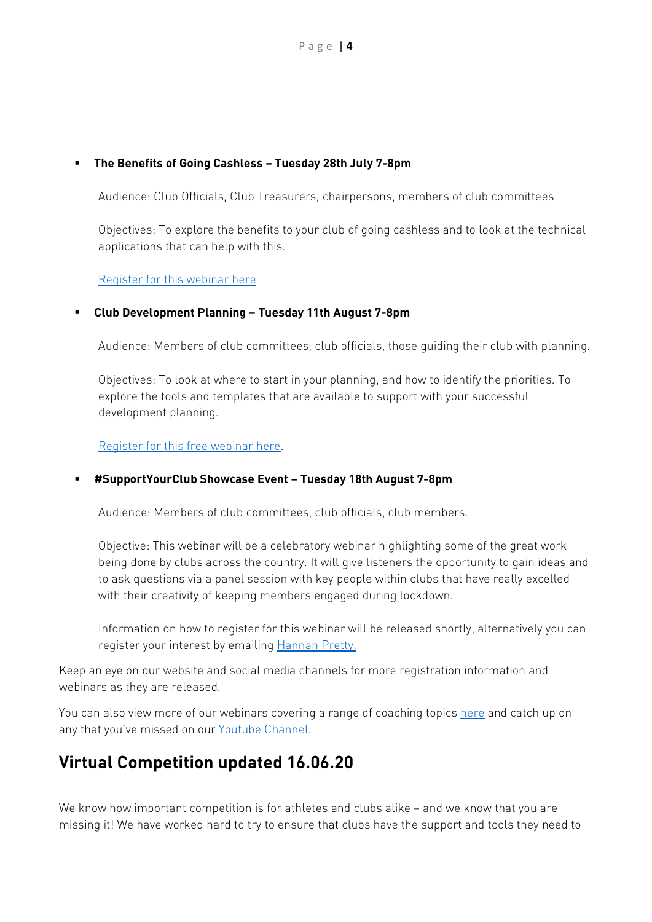- **The Benefits of Going Cashless – Tuesday 28th July 7-8pm**

  Audience: Club Officials, Club Treasurers, chairpersons, members of club committees

  Objectives: To explore the benefits to your club of going cashless and to look at the technical applications that can help with this.

  Register for this webinar here

- **Club Development Planning – Tuesday 11th August 7-8pm**

  Audience: Members of club committees, club officials, those guiding their club with planning.

  Objectives: To look at where to start in your planning, and how to identify the priorities. To explore the tools and templates that are available to support with your successful development planning.

  Register for this free webinar here.

- **#SupportYourClub Showcase Event – Tuesday 18th August 7-8pm**

  Audience: Members of club committees, club officials, club members.

  Objective: This webinar will be a celebratory webinar highlighting some of the great work being done by clubs across the country. It will give listeners the opportunity to gain ideas and to ask questions via a panel session with key people within clubs that have really excelled with their creativity of keeping members engaged during lockdown.

  Information on how to register for this webinar will be released shortly, alternatively you can register your interest by emailing Hannah Pretty.

Keep an eye on our website and social media channels for more registration information and webinars as they are released.

You can also view more of our webinars covering a range of coaching topics here and catch up on any that you've missed on our Youtube Channel.

## Virtual Competition updated 16.06.20

We know how important competition is for athletes and clubs alike – and we know that you are missing it! We have worked hard to try to ensure that clubs have the support and tools they need to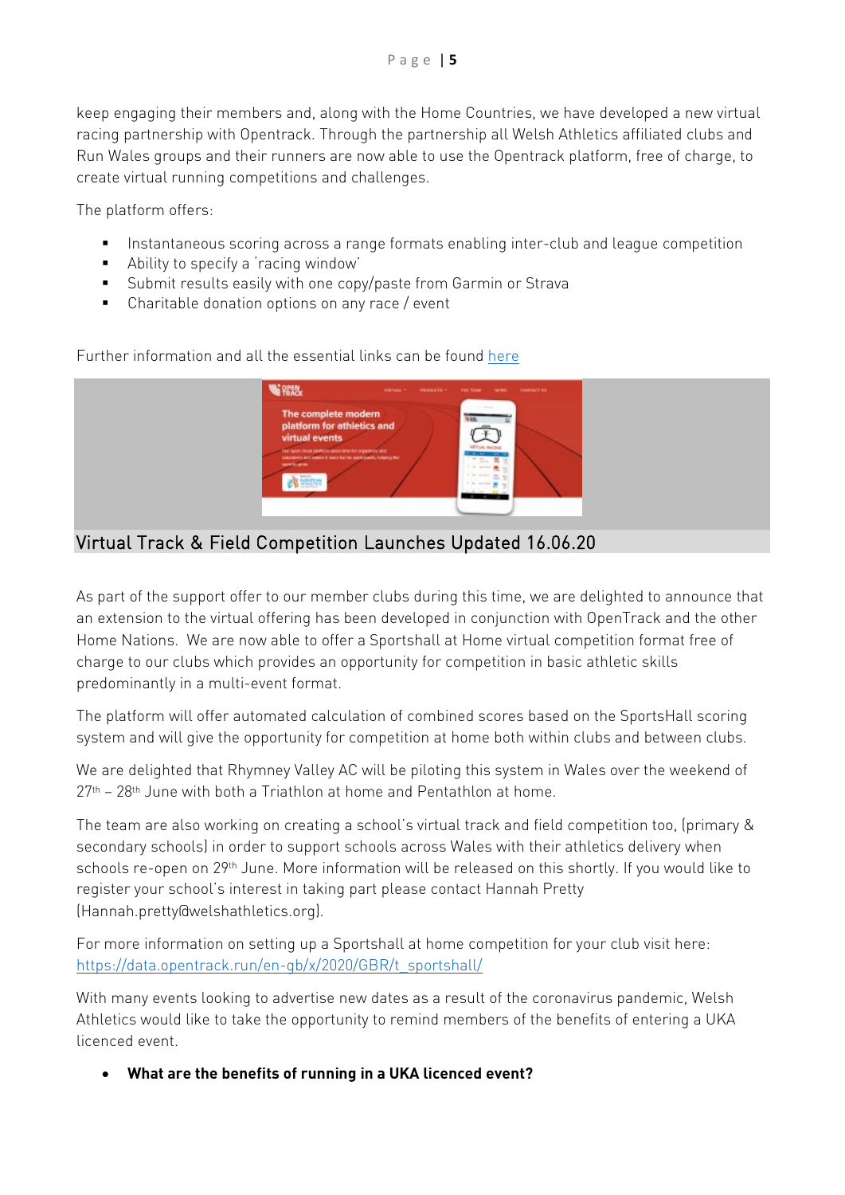keep engaging their members and, along with the Home Countries, we have developed a new virtual racing partnership with Opentrack. Through the partnership all Welsh Athletics affiliated clubs and Run Wales groups and their runners are now able to use the Opentrack platform, free of charge, to create virtual running competitions and challenges.

The platform offers:

- Instantaneous scoring across a range formats enabling inter-club and league competition
- Ability to specify a 'racing window'
- Submit results easily with one copy/paste from Garmin or Strava
- Charitable donation options on any race / event

Further information and all the essential links can be found here

## Virtual Track & Field Competition Launches Updated 16.06.20

As part of the support offer to our member clubs during this time, we are delighted to announce that an extension to the virtual offering has been developed in conjunction with OpenTrack and the other Home Nations. We are now able to offer a Sportshall at Home virtual competition format free of charge to our clubs which provides an opportunity for competition in basic athletic skills predominantly in a multi-event format.

The platform will offer automated calculation of combined scores based on the SportsHall scoring system and will give the opportunity for competition at home both within clubs and between clubs.

We are delighted that Rhymney Valley AC will be piloting this system in Wales over the weekend of 27th – 28th June with both a Triathlon at home and Pentathlon at home.

The team are also working on creating a school's virtual track and field competition too, (primary & secondary schools) in order to support schools across Wales with their athletics delivery when schools re-open on 29th June. More information will be released on this shortly. If you would like to register your school's interest in taking part please contact Hannah Pretty (Hannah.pretty@welshathletics.org).

For more information on setting up a Sportshall at home competition for your club visit here: https://data.opentrack.run/en-gb/x/2020/GBR/t_sportshall/

With many events looking to advertise new dates as a result of the coronavirus pandemic, Welsh Athletics would like to take the opportunity to remind members of the benefits of entering a UKA licenced event.

- **What are the benefits of running in a UKA licenced event?**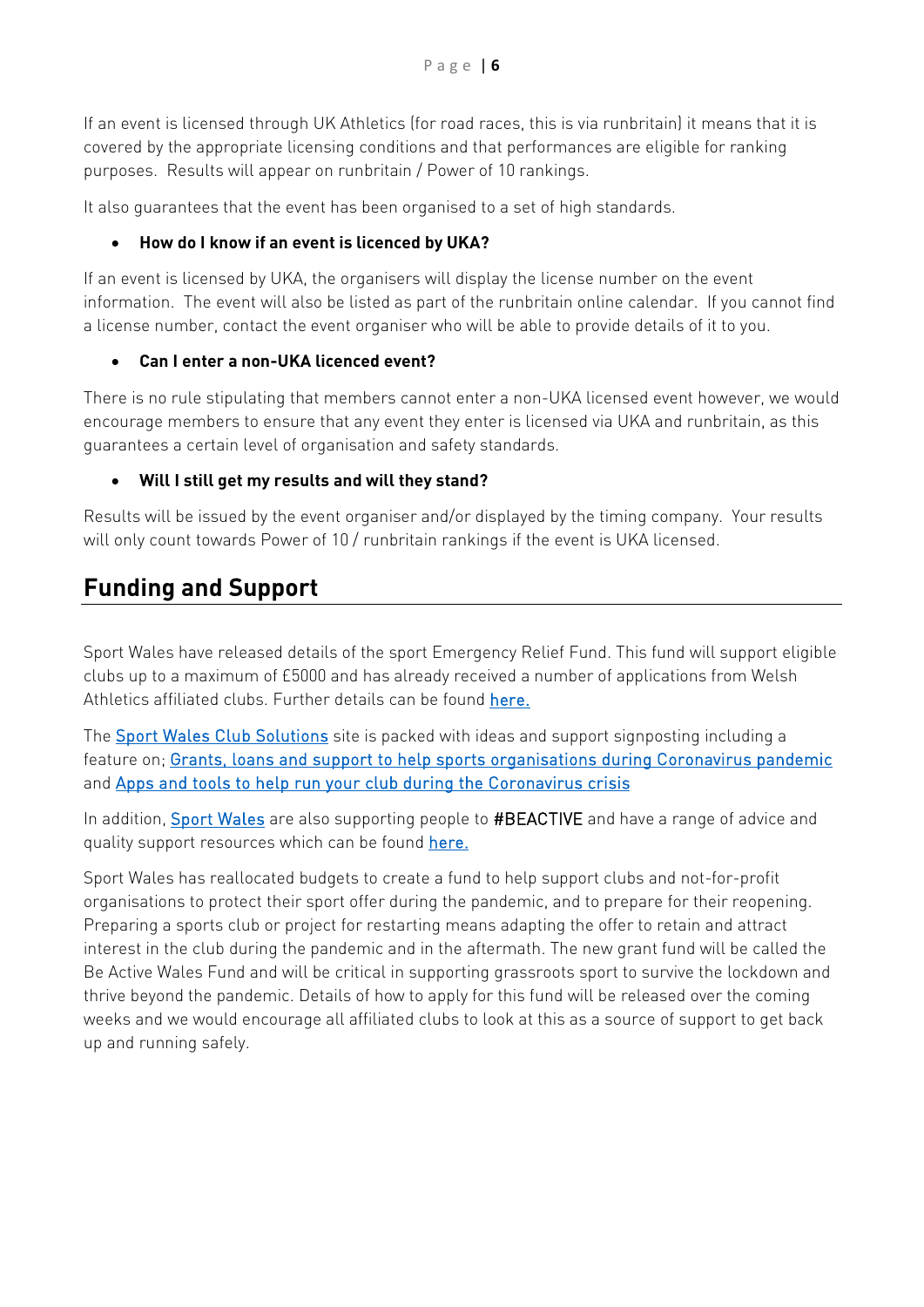If an event is licensed through UK Athletics (for road races, this is via runbritain) it means that it is covered by the appropriate licensing conditions and that performances are eligible for ranking purposes. Results will appear on runbritain / Power of 10 rankings.

It also guarantees that the event has been organised to a set of high standards.

- **How do I know if an event is licenced by UKA?**

If an event is licensed by UKA, the organisers will display the license number on the event information. The event will also be listed as part of the runbritain online calendar. If you cannot find a license number, contact the event organiser who will be able to provide details of it to you.

- **Can I enter a non-UKA licenced event?**

There is no rule stipulating that members cannot enter a non-UKA licensed event however, we would encourage members to ensure that any event they enter is licensed via UKA and runbritain, as this guarantees a certain level of organisation and safety standards.

- **Will I still get my results and will they stand?**

Results will be issued by the event organiser and/or displayed by the timing company. Your results will only count towards Power of 10 / runbritain rankings if the event is UKA licensed.

## Funding and Support

Sport Wales have released details of the sport Emergency Relief Fund. This fund will support eligible clubs up to a maximum of £5000 and has already received a number of applications from Welsh Athletics affiliated clubs. Further details can be found here.

The Sport Wales Club Solutions site is packed with ideas and support signposting including a feature on; Grants, loans and support to help sports organisations during Coronavirus pandemic and Apps and tools to help run your club during the Coronavirus crisis

In addition, Sport Wales are also supporting people to #BEACTIVE and have a range of advice and quality support resources which can be found here.

Sport Wales has reallocated budgets to create a fund to help support clubs and not-for-profit organisations to protect their sport offer during the pandemic, and to prepare for their reopening. Preparing a sports club or project for restarting means adapting the offer to retain and attract interest in the club during the pandemic and in the aftermath. The new grant fund will be called the Be Active Wales Fund and will be critical in supporting grassroots sport to survive the lockdown and thrive beyond the pandemic. Details of how to apply for this fund will be released over the coming weeks and we would encourage all affiliated clubs to look at this as a source of support to get back up and running safely.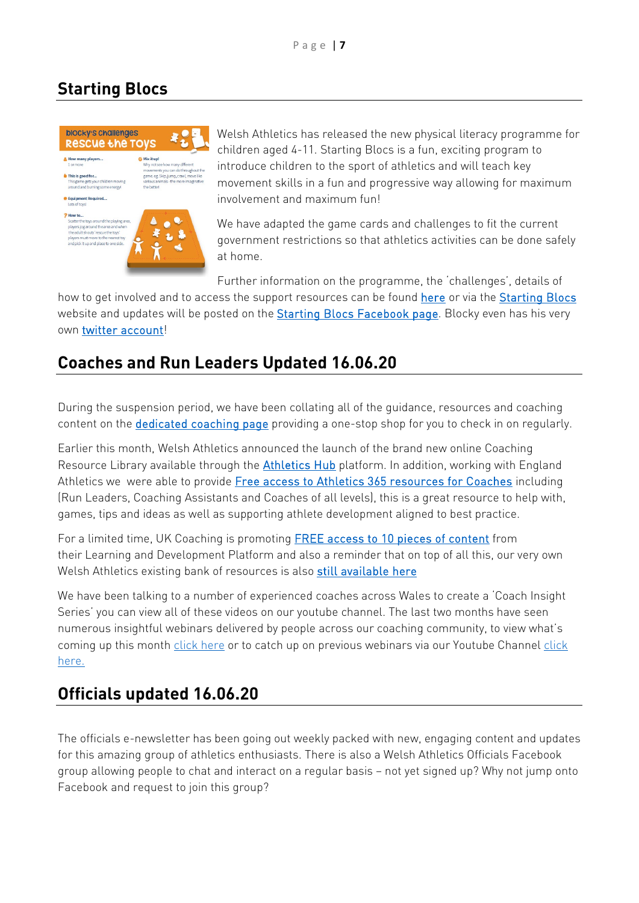## Starting Blocs

Welsh Athletics has released the new physical literacy programme for children aged 4-11. Starting Blocs is a fun, exciting program to introduce children to the sport of athletics and will teach key movement skills in a fun and progressive way allowing for maximum involvement and maximum fun!

We have adapted the game cards and challenges to fit the current government restrictions so that athletics activities can be done safely at home.

Further information on the programme, the 'challenges', details of how to get involved and to access the support resources can be found here or via the Starting Blocs website and updates will be posted on the Starting Blocs Facebook page. Blocky even has his very own twitter account!

## Coaches and Run Leaders Updated 16.06.20

During the suspension period, we have been collating all of the guidance, resources and coaching content on the dedicated coaching page providing a one-stop shop for you to check in on regularly.

Earlier this month, Welsh Athletics announced the launch of the brand new online Coaching Resource Library available through the Athletics Hub platform. In addition, working with England Athletics we were able to provide Free access to Athletics 365 resources for Coaches including (Run Leaders, Coaching Assistants and Coaches of all levels), this is a great resource to help with, games, tips and ideas as well as supporting athlete development aligned to best practice.

For a limited time, UK Coaching is promoting FREE access to 10 pieces of content from their Learning and Development Platform and also a reminder that on top of all this, our very own Welsh Athletics existing bank of resources is also still available here

We have been talking to a number of experienced coaches across Wales to create a 'Coach Insight Series' you can view all of these videos on our youtube channel. The last two months have seen numerous insightful webinars delivered by people across our coaching community, to view what's coming up this month click here or to catch up on previous webinars via our Youtube Channel click here.

## Officials updated 16.06.20

The officials e-newsletter has been going out weekly packed with new, engaging content and updates for this amazing group of athletics enthusiasts. There is also a Welsh Athletics Officials Facebook group allowing people to chat and interact on a regular basis – not yet signed up? Why not jump onto Facebook and request to join this group?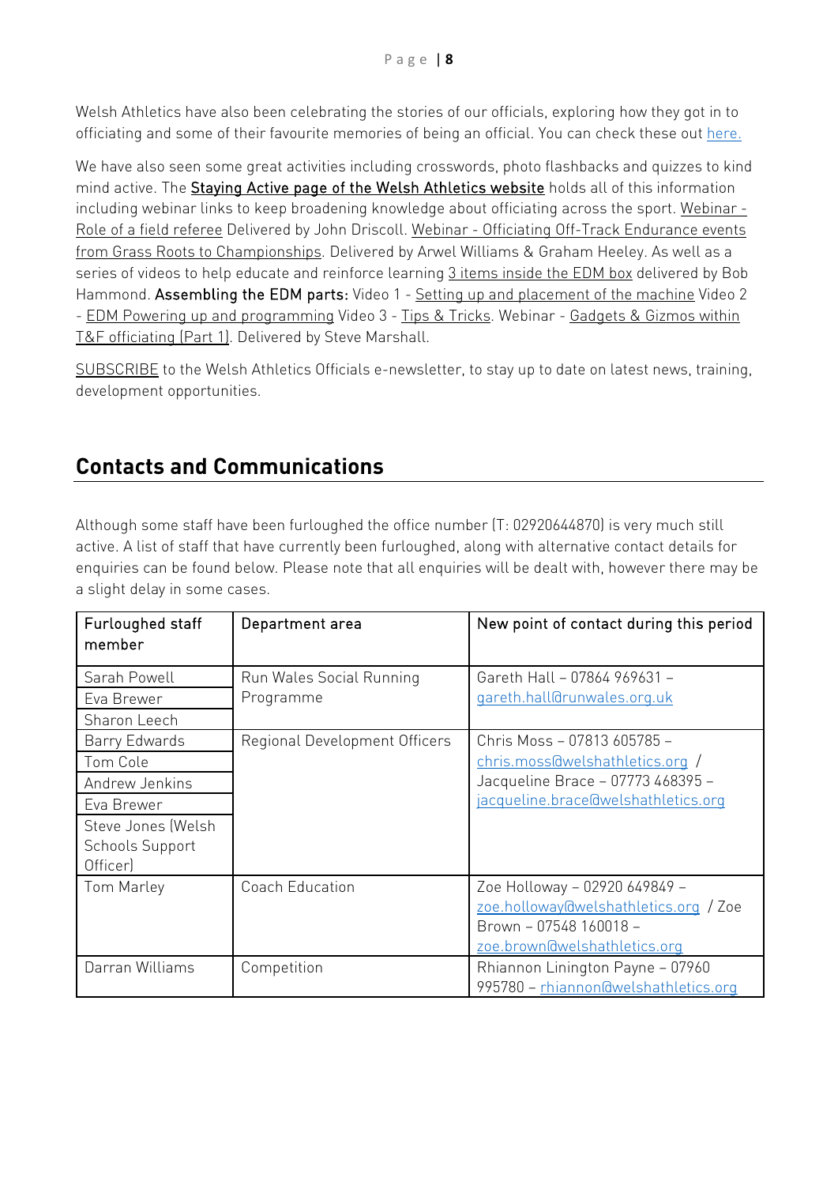Welsh Athletics have also been celebrating the stories of our officials, exploring how they got in to officiating and some of their favourite memories of being an official. You can check these out here.

We have also seen some great activities including crosswords, photo flashbacks and quizzes to kind mind active. The **Staying Active page of the Welsh Athletics website** holds all of this information including webinar links to keep broadening knowledge about officiating across the sport. Webinar - Role of a field referee Delivered by John Driscoll. Webinar - Officiating Off-Track Endurance events from Grass Roots to Championships. Delivered by Arwel Williams & Graham Heeley. As well as a series of videos to help educate and reinforce learning 3 items inside the EDM box delivered by Bob Hammond. **Assembling the EDM parts:** Video 1 - Setting up and placement of the machine Video 2 - EDM Powering up and programming Video 3 - Tips & Tricks. Webinar - Gadgets & Gizmos within T&F officiating (Part 1). Delivered by Steve Marshall.

SUBSCRIBE to the Welsh Athletics Officials e-newsletter, to stay up to date on latest news, training, development opportunities.

## Contacts and Communications

Although some staff have been furloughed the office number (T: 02920644870) is very much still active. A list of staff that have currently been furloughed, along with alternative contact details for enquiries can be found below. Please note that all enquiries will be dealt with, however there may be a slight delay in some cases.

| Furloughed staff member | Department area | New point of contact during this period |
|---|---|---|
| Sarah Powell<br>Eva Brewer<br>Sharon Leech | Run Wales Social Running Programme | Gareth Hall – 07864 969631 – gareth.hall@runwales.org.uk |
| Barry Edwards<br>Tom Cole<br>Andrew Jenkins<br>Eva Brewer<br>Steve Jones (Welsh Schools Support Officer) | Regional Development Officers | Chris Moss – 07813 605785 – chris.moss@welshathletics.org / Jacqueline Brace – 07773 468395 – jacqueline.brace@welshathletics.org |
| Tom Marley | Coach Education | Zoe Holloway – 02920 649849 – zoe.holloway@welshathletics.org / Zoe Brown – 07548 160018 – zoe.brown@welshathletics.org |
| Darran Williams | Competition | Rhiannon Linington Payne – 07960 995780 – rhiannon@welshathletics.org |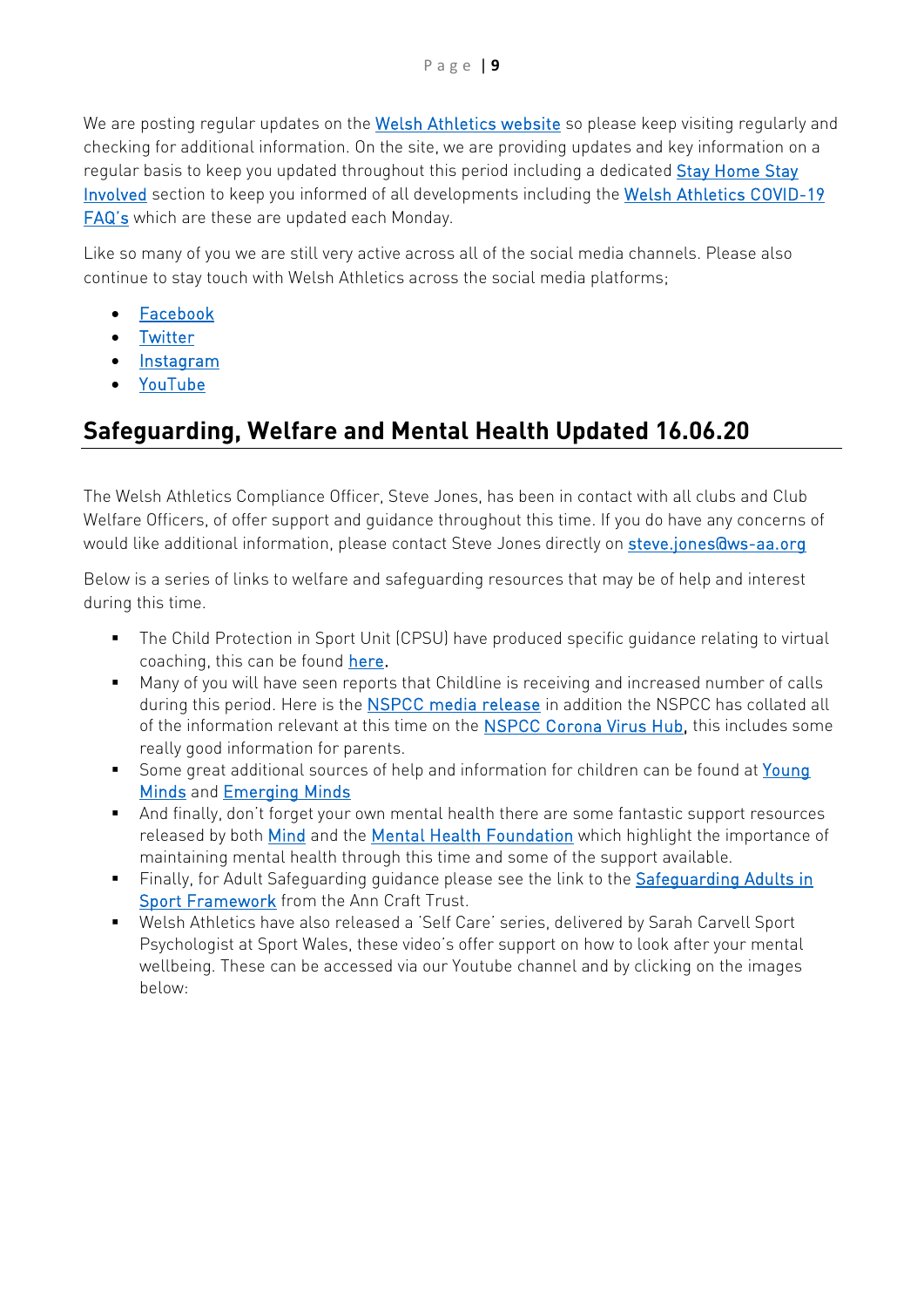We are posting regular updates on the Welsh Athletics website so please keep visiting regularly and checking for additional information. On the site, we are providing updates and key information on a regular basis to keep you updated throughout this period including a dedicated Stay Home Stay Involved section to keep you informed of all developments including the Welsh Athletics COVID-19 FAQ's which are these are updated each Monday.

Like so many of you we are still very active across all of the social media channels. Please also continue to stay touch with Welsh Athletics across the social media platforms;

- Facebook
- Twitter
- Instagram
- YouTube

## Safeguarding, Welfare and Mental Health Updated 16.06.20

The Welsh Athletics Compliance Officer, Steve Jones, has been in contact with all clubs and Club Welfare Officers, of offer support and guidance throughout this time. If you do have any concerns of would like additional information, please contact Steve Jones directly on steve.jones@ws-aa.org

Below is a series of links to welfare and safeguarding resources that may be of help and interest during this time.

- The Child Protection in Sport Unit (CPSU) have produced specific guidance relating to virtual coaching, this can be found here.
- Many of you will have seen reports that Childline is receiving and increased number of calls during this period. Here is the NSPCC media release in addition the NSPCC has collated all of the information relevant at this time on the NSPCC Corona Virus Hub, this includes some really good information for parents.
- Some great additional sources of help and information for children can be found at Young Minds and Emerging Minds
- And finally, don't forget your own mental health there are some fantastic support resources released by both Mind and the Mental Health Foundation which highlight the importance of maintaining mental health through this time and some of the support available.
- Finally, for Adult Safeguarding guidance please see the link to the Safeguarding Adults in Sport Framework from the Ann Craft Trust.
- Welsh Athletics have also released a 'Self Care' series, delivered by Sarah Carvell Sport Psychologist at Sport Wales, these video's offer support on how to look after your mental wellbeing. These can be accessed via our Youtube channel and by clicking on the images below: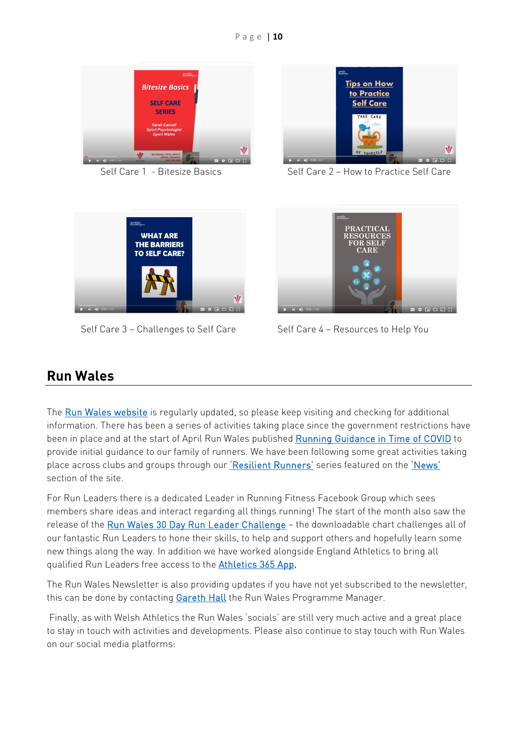Self Care 1 - Bitesize Basics

Self Care 2 – How to Practice Self Care

Self Care 3 – Challenges to Self Care

Self Care 4 – Resources to Help You

## Run Wales

The Run Wales website is regularly updated, so please keep visiting and checking for additional information. There has been a series of activities taking place since the government restrictions have been in place and at the start of April Run Wales published Running Guidance in Time of COVID to provide initial guidance to our family of runners. We have been following some great activities taking place across clubs and groups through our 'Resilient Runners' series featured on the 'News' section of the site.

For Run Leaders there is a dedicated Leader in Running Fitness Facebook Group which sees members share ideas and interact regarding all things running! The start of the month also saw the release of the Run Wales 30 Day Run Leader Challenge – the downloadable chart challenges all of our fantastic Run Leaders to hone their skills, to help and support others and hopefully learn some new things along the way. In addition we have worked alongside England Athletics to bring all qualified Run Leaders free access to the Athletics 365 App.

The Run Wales Newsletter is also providing updates if you have not yet subscribed to the newsletter, this can be done by contacting Gareth Hall the Run Wales Programme Manager.

Finally, as with Welsh Athletics the Run Wales 'socials' are still very much active and a great place to stay in touch with activities and developments. Please also continue to stay touch with Run Wales on our social media platforms: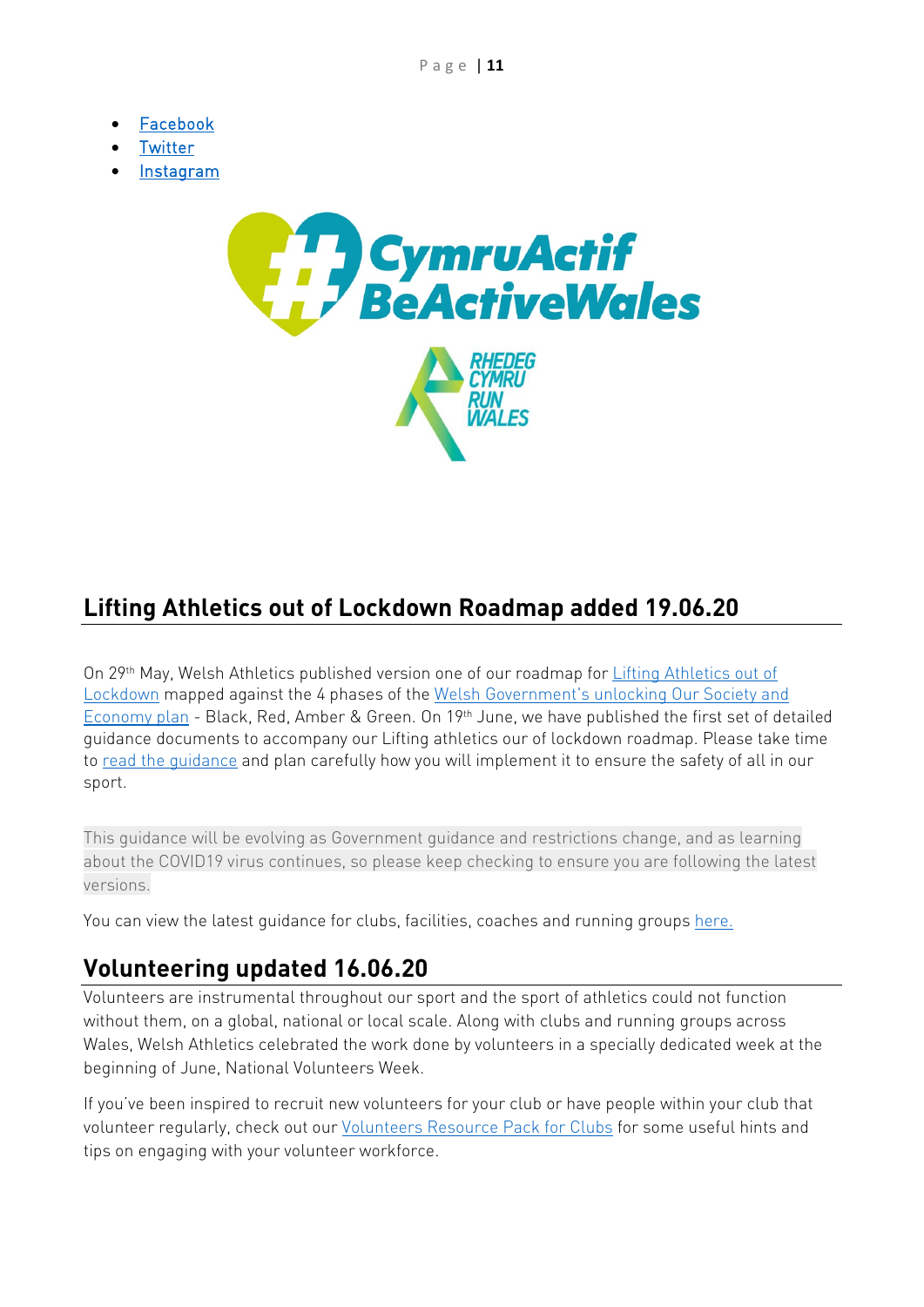- Facebook
- Twitter
- Instagram

## Lifting Athletics out of Lockdown Roadmap added 19.06.20

On 29th May, Welsh Athletics published version one of our roadmap for Lifting Athletics out of Lockdown mapped against the 4 phases of the Welsh Government's unlocking Our Society and Economy plan - Black, Red, Amber & Green. On 19th June, we have published the first set of detailed guidance documents to accompany our Lifting athletics our of lockdown roadmap. Please take time to read the guidance and plan carefully how you will implement it to ensure the safety of all in our sport.

This guidance will be evolving as Government guidance and restrictions change, and as learning about the COVID19 virus continues, so please keep checking to ensure you are following the latest versions.

You can view the latest guidance for clubs, facilities, coaches and running groups here.

## Volunteering updated 16.06.20

Volunteers are instrumental throughout our sport and the sport of athletics could not function without them, on a global, national or local scale. Along with clubs and running groups across Wales, Welsh Athletics celebrated the work done by volunteers in a specially dedicated week at the beginning of June, National Volunteers Week.

If you've been inspired to recruit new volunteers for your club or have people within your club that volunteer regularly, check out our Volunteers Resource Pack for Clubs for some useful hints and tips on engaging with your volunteer workforce.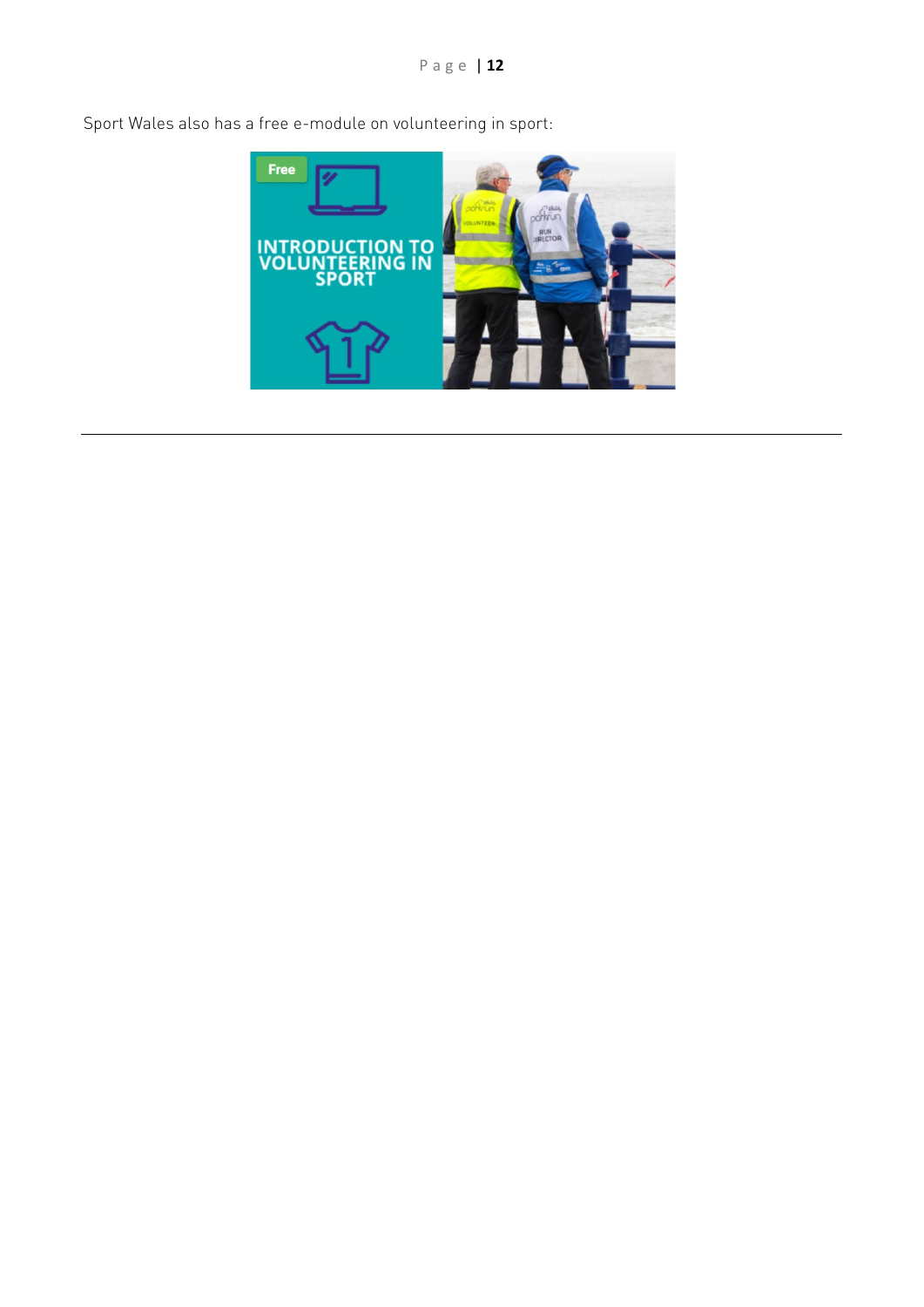Sport Wales also has a free e-module on volunteering in sport:

---